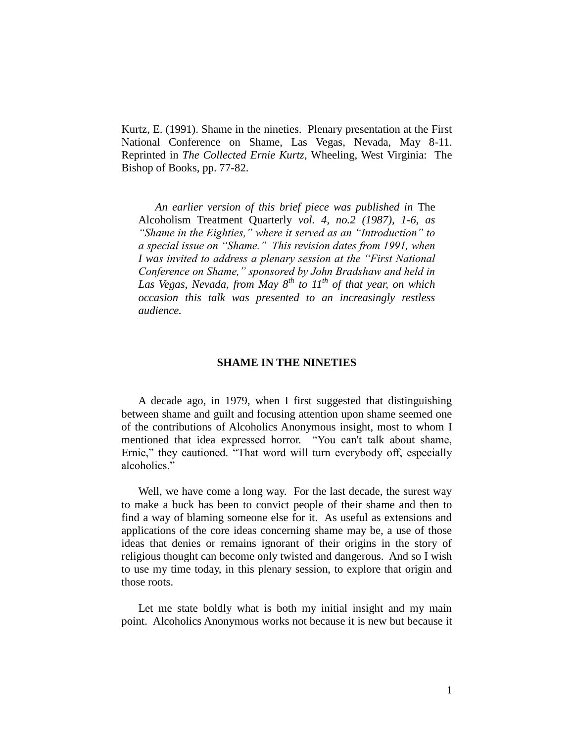Kurtz, E. (1991). Shame in the nineties. Plenary presentation at the First National Conference on Shame, Las Vegas, Nevada, May 8-11. Reprinted in *The Collected Ernie Kurtz*, Wheeling, West Virginia: The Bishop of Books, pp. 77-82.

> *An earlier version of this brief piece was published in* The Alcoholism Treatment Quarterly *vol. 4, no.2 (1987), 1-6, as "Shame in the Eighties," where it served as an "Introduction" to a special issue on "Shame." This revision dates from 1991, when I was invited to address a plenary session at the "First National Conference on Shame," sponsored by John Bradshaw and held in Las Vegas, Nevada, from May 8th to 11th of that year, on which occasion this talk was presented to an increasingly restless audience.*

## SHAME IN THE NINETIES

A decade ago, in 1979, when I first suggested that distinguishing between shame and guilt and focusing attention upon shame seemed one of the contributions of Alcoholics Anonymous insight, most to whom I mentioned that idea expressed horror. "You can't talk about shame, Ernie," they cautioned. "That word will turn everybody off, especially alcoholics."

Well, we have come a long way. For the last decade, the surest way to make a buck has been to convict people of their shame and then to find a way of blaming someone else for it. As useful as extensions and applications of the core ideas concerning shame may be, a use of those ideas that denies or remains ignorant of their origins in the story of religious thought can become only twisted and dangerous. And so I wish to use my time today, in this plenary session, to explore that origin and those roots.

Let me state boldly what is both my initial insight and my main point. Alcoholics Anonymous works not because it is new but because it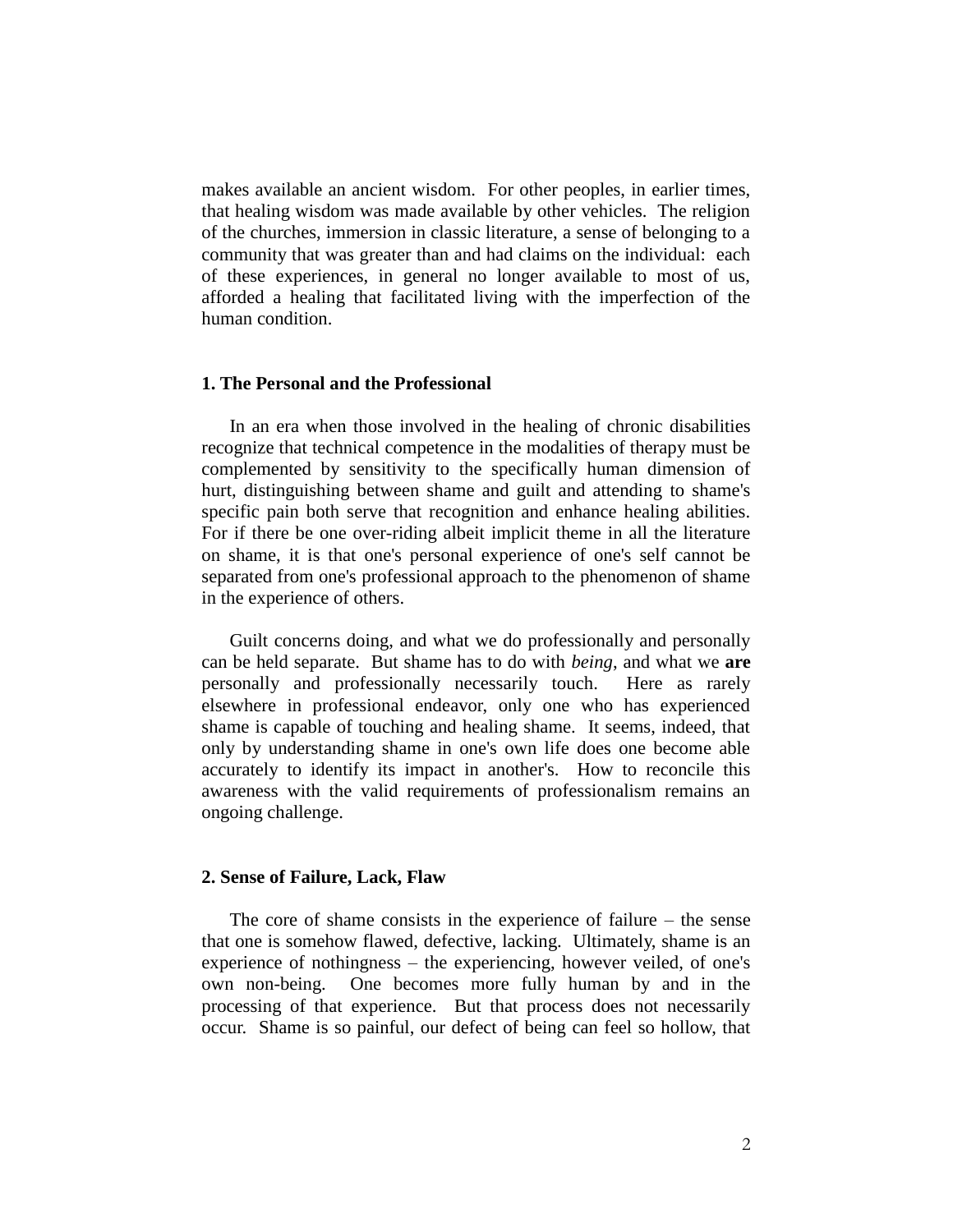makes available an ancient wisdom. For other peoples, in earlier times, that healing wisdom was made available by other vehicles. The religion of the churches, immersion in classic literature, a sense of belonging to a community that was greater than and had claims on the individual: each of these experiences, in general no longer available to most of us, afforded a healing that facilitated living with the imperfection of the human condition.

## 1. The Personal and the Professional

In an era when those involved in the healing of chronic disabilities recognize that technical competence in the modalities of therapy must be complemented by sensitivity to the specifically human dimension of hurt, distinguishing between shame and guilt and attending to shame's specific pain both serve that recognition and enhance healing abilities. For if there be one over-riding albeit implicit theme in all the literature on shame, it is that one's personal experience of one's self cannot be separated from one's professional approach to the phenomenon of shame in the experience of others.

Guilt concerns doing, and what we do professionally and personally can be held separate. But shame has to do with *being*, and what we **are** personally and professionally necessarily touch. Here as rarely elsewhere in professional endeavor, only one who has experienced shame is capable of touching and healing shame. It seems, indeed, that only by understanding shame in one's own life does one become able accurately to identify its impact in another's. How to reconcile this awareness with the valid requirements of professionalism remains an ongoing challenge.

## 2. Sense of Failure, Lack, Flaw

The core of shame consists in the experience of failure – the sense that one is somehow flawed, defective, lacking. Ultimately, shame is an experience of nothingness – the experiencing, however veiled, of one's own non-being. One becomes more fully human by and in the processing of that experience. But that process does not necessarily occur. Shame is so painful, our defect of being can feel so hollow, that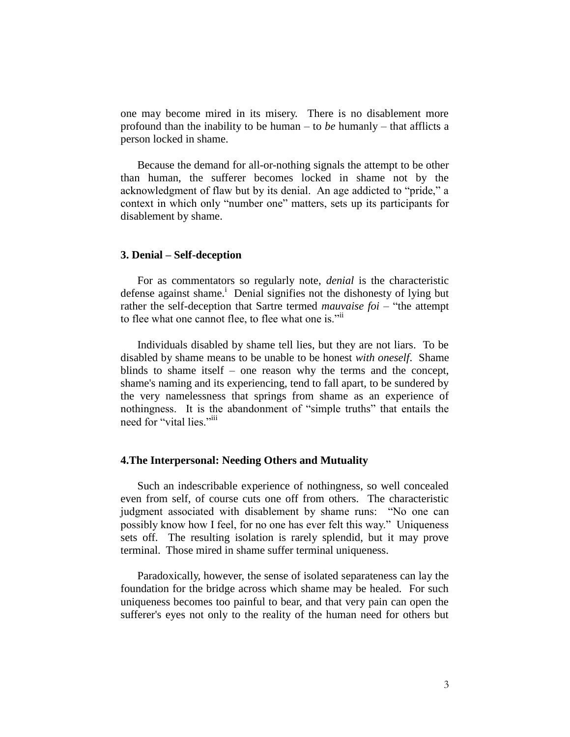one may become mired in its misery. There is no disablement more profound than the inability to be human – to *be* humanly – that afflicts a person locked in shame.

Because the demand for all-or-nothing signals the attempt to be other than human, the sufferer becomes locked in shame not by the acknowledgment of flaw but by its denial. An age addicted to "pride," a context in which only "number one" matters, sets up its participants for disablement by shame.

### 3. Denial – Self-deception

For as commentators so regularly note, *denial* is the characteristic defense against shame.[i] Denial signifies not the dishonesty of lying but rather the self-deception that Sartre termed *mauvaise foi* – "the attempt to flee what one cannot flee, to flee what one is."[ii]

Individuals disabled by shame tell lies, but they are not liars. To be disabled by shame means to be unable to be honest *with oneself*. Shame blinds to shame itself – one reason why the terms and the concept, shame's naming and its experiencing, tend to fall apart, to be sundered by the very namelessness that springs from shame as an experience of nothingness. It is the abandonment of "simple truths" that entails the need for "vital lies."[iii]

### 4.The Interpersonal: Needing Others and Mutuality

Such an indescribable experience of nothingness, so well concealed even from self, of course cuts one off from others. The characteristic judgment associated with disablement by shame runs: "No one can possibly know how I feel, for no one has ever felt this way." Uniqueness sets off. The resulting isolation is rarely splendid, but it may prove terminal. Those mired in shame suffer terminal uniqueness.

Paradoxically, however, the sense of isolated separateness can lay the foundation for the bridge across which shame may be healed. For such uniqueness becomes too painful to bear, and that very pain can open the sufferer's eyes not only to the reality of the human need for others but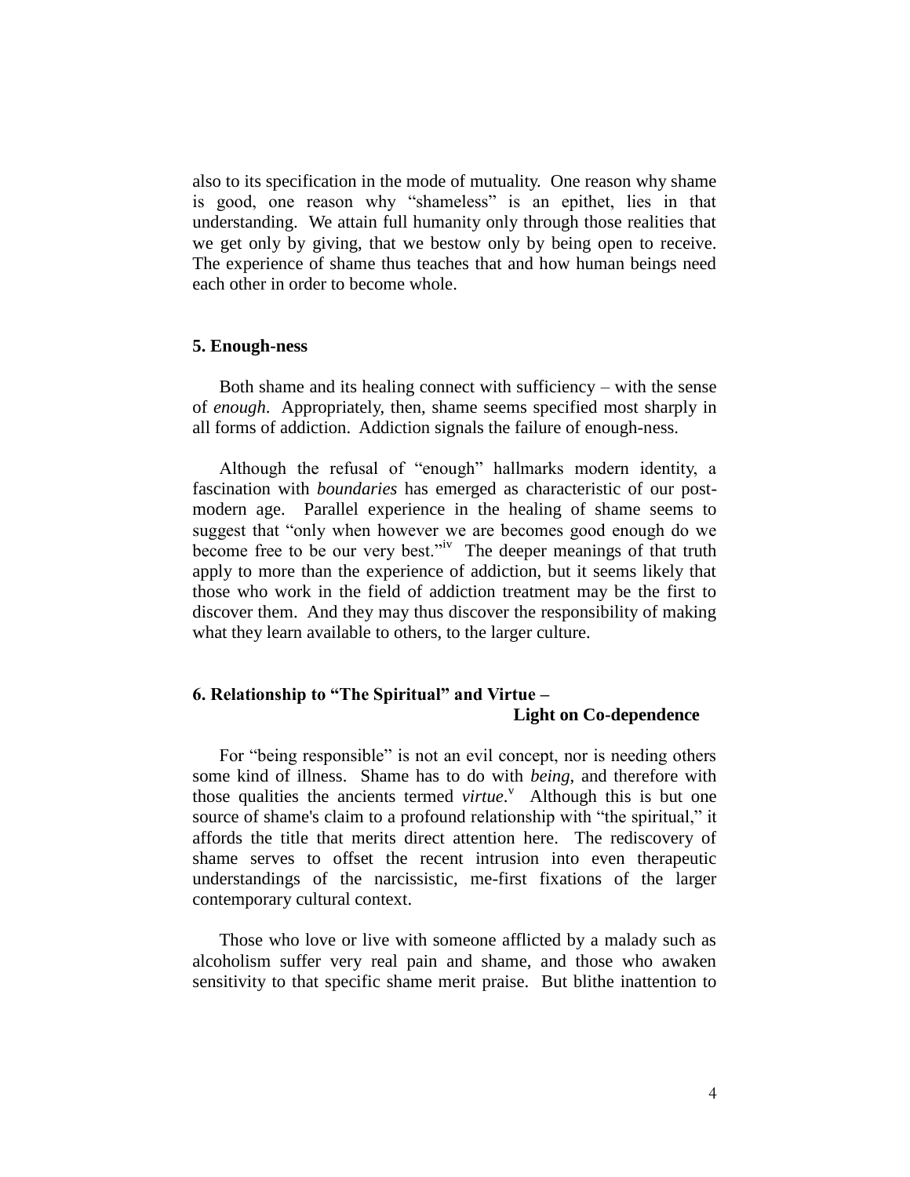also to its specification in the mode of mutuality. One reason why shame is good, one reason why "shameless" is an epithet, lies in that understanding. We attain full humanity only through those realities that we get only by giving, that we bestow only by being open to receive. The experience of shame thus teaches that and how human beings need each other in order to become whole.

**5. Enough-ness**

Both shame and its healing connect with sufficiency – with the sense of *enough*. Appropriately, then, shame seems specified most sharply in all forms of addiction. Addiction signals the failure of enough-ness.

Although the refusal of "enough" hallmarks modern identity, a fascination with *boundaries* has emerged as characteristic of our post-modern age. Parallel experience in the healing of shame seems to suggest that "only when however we are becomes good enough do we become free to be our very best."[iv] The deeper meanings of that truth apply to more than the experience of addiction, but it seems likely that those who work in the field of addiction treatment may be the first to discover them. And they may thus discover the responsibility of making what they learn available to others, to the larger culture.

**6. Relationship to "The Spiritual" and Virtue – Light on Co-dependence**

For "being responsible" is not an evil concept, nor is needing others some kind of illness. Shame has to do with *being*, and therefore with those qualities the ancients termed *virtue*.[v] Although this is but one source of shame's claim to a profound relationship with "the spiritual," it affords the title that merits direct attention here. The rediscovery of shame serves to offset the recent intrusion into even therapeutic understandings of the narcissistic, me-first fixations of the larger contemporary cultural context.

Those who love or live with someone afflicted by a malady such as alcoholism suffer very real pain and shame, and those who awaken sensitivity to that specific shame merit praise. But blithe inattention to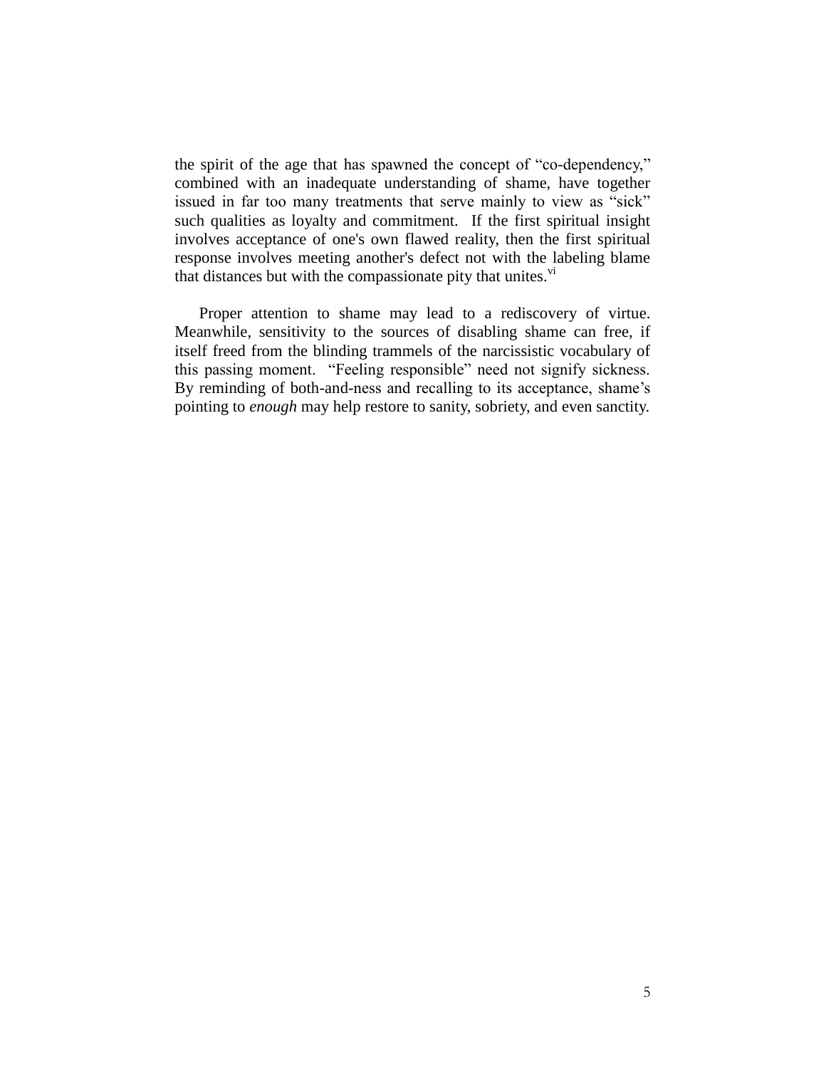the spirit of the age that has spawned the concept of “co-dependency,” combined with an inadequate understanding of shame, have together issued in far too many treatments that serve mainly to view as “sick” such qualities as loyalty and commitment. If the first spiritual insight involves acceptance of one's own flawed reality, then the first spiritual response involves meeting another's defect not with the labeling blame that distances but with the compassionate pity that unites.[vi]

Proper attention to shame may lead to a rediscovery of virtue. Meanwhile, sensitivity to the sources of disabling shame can free, if itself freed from the blinding trammels of the narcissistic vocabulary of this passing moment. “Feeling responsible” need not signify sickness. By reminding of both-and-ness and recalling to its acceptance, shame’s pointing to *enough* may help restore to sanity, sobriety, and even sanctity.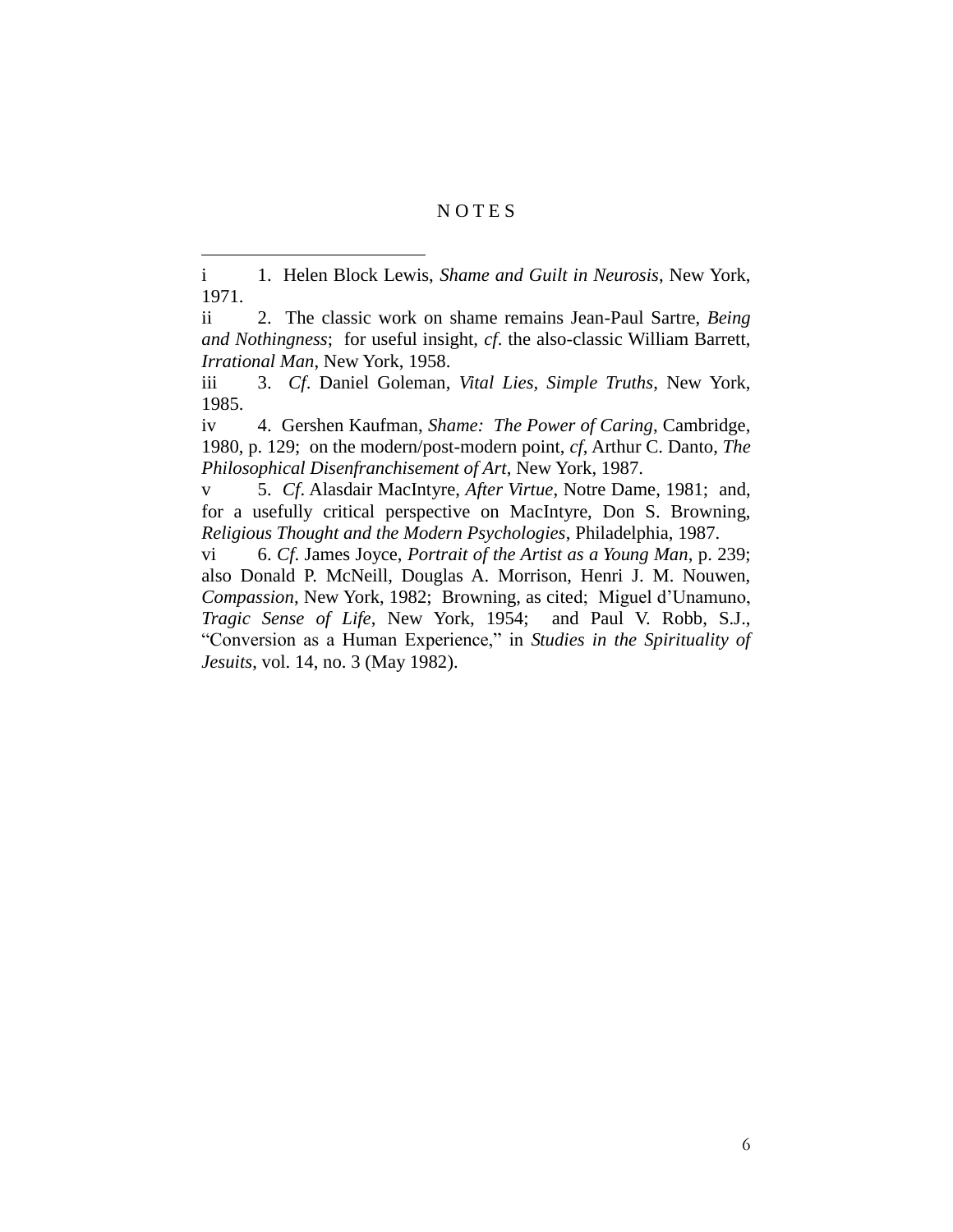# N O T E S

i 1. Helen Block Lewis, *Shame and Guilt in Neurosis*, New York, 1971.

ii 2. The classic work on shame remains Jean-Paul Sartre, *Being and Nothingness*; for useful insight, *cf*. the also-classic William Barrett, *Irrational Man*, New York, 1958.

iii 3. *Cf*. Daniel Goleman, *Vital Lies, Simple Truths*, New York, 1985.

iv 4. Gershen Kaufman, *Shame: The Power of Caring*, Cambridge, 1980, p. 129; on the modern/post-modern point, *cf*, Arthur C. Danto, *The Philosophical Disenfranchisement of Art*, New York, 1987.

v 5. *Cf*. Alasdair MacIntyre, *After Virtue*, Notre Dame, 1981; and, for a usefully critical perspective on MacIntyre, Don S. Browning, *Religious Thought and the Modern Psychologies*, Philadelphia, 1987.

vi 6. *Cf*. James Joyce, *Portrait of the Artist as a Young Man*, p. 239; also Donald P. McNeill, Douglas A. Morrison, Henri J. M. Nouwen, *Compassion*, New York, 1982; Browning, as cited; Miguel d'Unamuno, *Tragic Sense of Life*, New York, 1954; and Paul V. Robb, S.J., "Conversion as a Human Experience," in *Studies in the Spirituality of Jesuits*, vol. 14, no. 3 (May 1982).